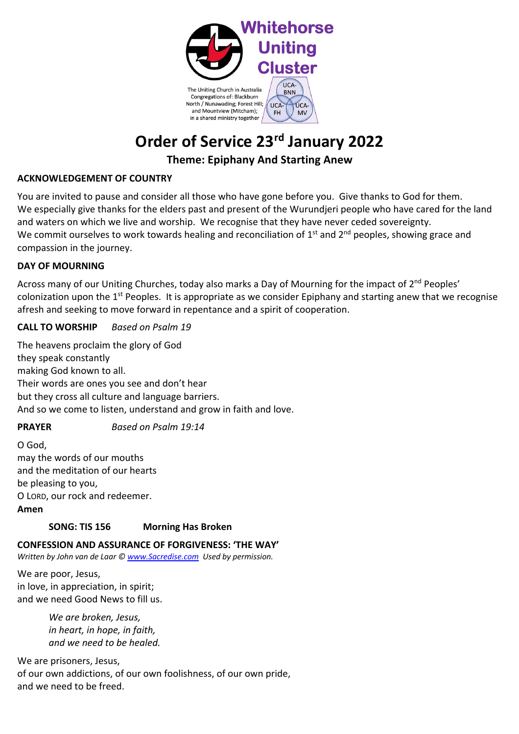Whitehorse Uniting Cluster

The Uniting Church in Australia Congregations of: Blackburn North / Nunawading; Forest Hill; and Mountview (Mitcham); in a shared ministry together

UCA-BNN UCA-FH UCA-MV

# Order of Service 23rd January 2022

## Theme: Epiphany And Starting Anew

**ACKNOWLEDGEMENT OF COUNTRY**

You are invited to pause and consider all those who have gone before you. Give thanks to God for them. We especially give thanks for the elders past and present of the Wurundjeri people who have cared for the land and waters on which we live and worship. We recognise that they have never ceded sovereignty.
We commit ourselves to work towards healing and reconciliation of 1st and 2nd peoples, showing grace and compassion in the journey.

**DAY OF MOURNING**

Across many of our Uniting Churches, today also marks a Day of Mourning for the impact of 2nd Peoples' colonization upon the 1st Peoples. It is appropriate as we consider Epiphany and starting anew that we recognise afresh and seeking to move forward in repentance and a spirit of cooperation.

**CALL TO WORSHIP** *Based on Psalm 19*

The heavens proclaim the glory of God
they speak constantly
making God known to all.
Their words are ones you see and don't hear
but they cross all culture and language barriers.
And so we come to listen, understand and grow in faith and love.

**PRAYER** *Based on Psalm 19:14*

O God,
may the words of our mouths
and the meditation of our hearts
be pleasing to you,
O LORD, our rock and redeemer.
**Amen**

**SONG: TIS 156 Morning Has Broken**

**CONFESSION AND ASSURANCE OF FORGIVENESS: 'THE WAY'**
*Written by John van de Laar © www.Sacredise.com Used by permission.*

We are poor, Jesus,
in love, in appreciation, in spirit;
and we need Good News to fill us.

*We are broken, Jesus,*
*in heart, in hope, in faith,*
*and we need to be healed.*

We are prisoners, Jesus,
of our own addictions, of our own foolishness, of our own pride,
and we need to be freed.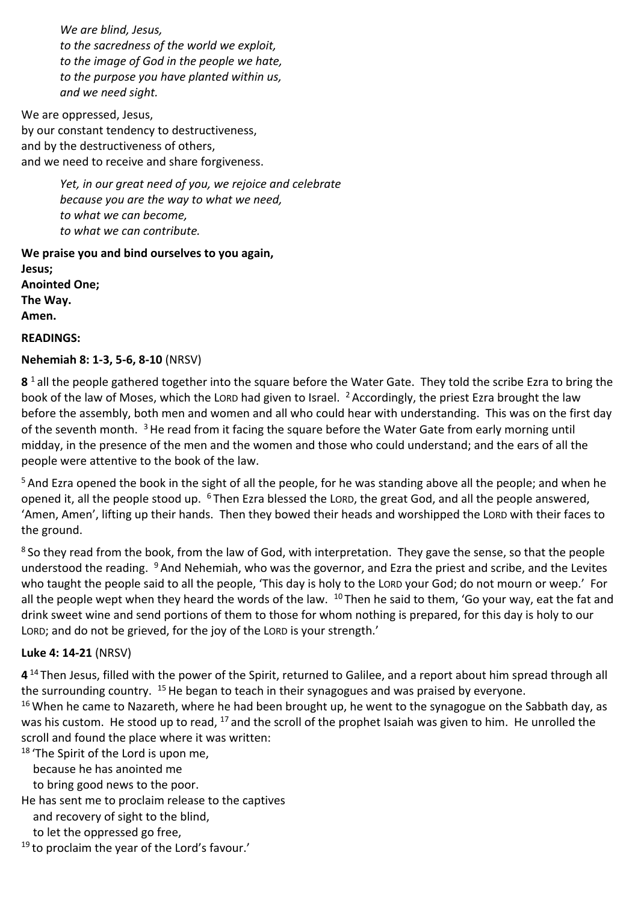*We are blind, Jesus,*
*to the sacredness of the world we exploit,*
*to the image of God in the people we hate,*
*to the purpose you have planted within us,*
*and we need sight.*

We are oppressed, Jesus,
by our constant tendency to destructiveness,
and by the destructiveness of others,
and we need to receive and share forgiveness.

*Yet, in our great need of you, we rejoice and celebrate*
*because you are the way to what we need,*
*to what we can become,*
*to what we can contribute.*

**We praise you and bind ourselves to you again,**
**Jesus;**
**Anointed One;**
**The Way.**
**Amen.**

**READINGS:**

**Nehemiah 8: 1-3, 5-6, 8-10** (NRSV)

**8** [1] all the people gathered together into the square before the Water Gate. They told the scribe Ezra to bring the book of the law of Moses, which the LORD had given to Israel. [2] Accordingly, the priest Ezra brought the law before the assembly, both men and women and all who could hear with understanding. This was on the first day of the seventh month. [3] He read from it facing the square before the Water Gate from early morning until midday, in the presence of the men and the women and those who could understand; and the ears of all the people were attentive to the book of the law.

[5] And Ezra opened the book in the sight of all the people, for he was standing above all the people; and when he opened it, all the people stood up. [6] Then Ezra blessed the LORD, the great God, and all the people answered, 'Amen, Amen', lifting up their hands. Then they bowed their heads and worshipped the LORD with their faces to the ground.

[8] So they read from the book, from the law of God, with interpretation. They gave the sense, so that the people understood the reading. [9] And Nehemiah, who was the governor, and Ezra the priest and scribe, and the Levites who taught the people said to all the people, 'This day is holy to the LORD your God; do not mourn or weep.' For all the people wept when they heard the words of the law. [10] Then he said to them, 'Go your way, eat the fat and drink sweet wine and send portions of them to those for whom nothing is prepared, for this day is holy to our LORD; and do not be grieved, for the joy of the LORD is your strength.'

**Luke 4: 14-21** (NRSV)

**4** [14] Then Jesus, filled with the power of the Spirit, returned to Galilee, and a report about him spread through all the surrounding country. [15] He began to teach in their synagogues and was praised by everyone.
[16] When he came to Nazareth, where he had been brought up, he went to the synagogue on the Sabbath day, as was his custom. He stood up to read, [17] and the scroll of the prophet Isaiah was given to him. He unrolled the scroll and found the place where it was written:
[18] 'The Spirit of the Lord is upon me,
because he has anointed me
to bring good news to the poor.
He has sent me to proclaim release to the captives
and recovery of sight to the blind,
to let the oppressed go free,
[19] to proclaim the year of the Lord's favour.'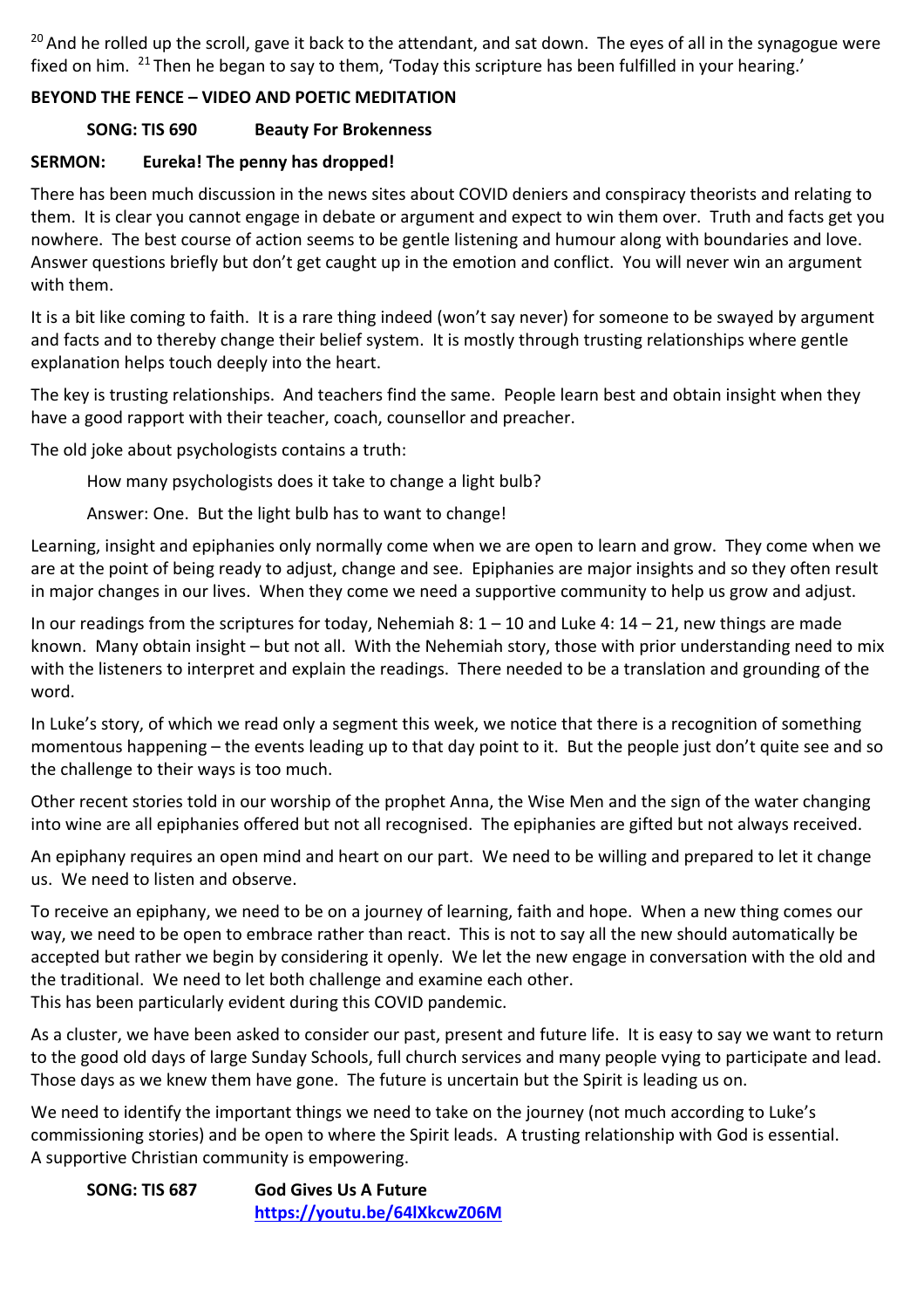[20] And he rolled up the scroll, gave it back to the attendant, and sat down. The eyes of all in the synagogue were fixed on him. [21] Then he began to say to them, 'Today this scripture has been fulfilled in your hearing.'

**BEYOND THE FENCE – VIDEO AND POETIC MEDITATION**

**SONG: TIS 690 Beauty For Brokenness**

**SERMON: Eureka! The penny has dropped!**

There has been much discussion in the news sites about COVID deniers and conspiracy theorists and relating to them. It is clear you cannot engage in debate or argument and expect to win them over. Truth and facts get you nowhere. The best course of action seems to be gentle listening and humour along with boundaries and love. Answer questions briefly but don't get caught up in the emotion and conflict. You will never win an argument with them.

It is a bit like coming to faith. It is a rare thing indeed (won't say never) for someone to be swayed by argument and facts and to thereby change their belief system. It is mostly through trusting relationships where gentle explanation helps touch deeply into the heart.

The key is trusting relationships. And teachers find the same. People learn best and obtain insight when they have a good rapport with their teacher, coach, counsellor and preacher.

The old joke about psychologists contains a truth:

How many psychologists does it take to change a light bulb?

Answer: One. But the light bulb has to want to change!

Learning, insight and epiphanies only normally come when we are open to learn and grow. They come when we are at the point of being ready to adjust, change and see. Epiphanies are major insights and so they often result in major changes in our lives. When they come we need a supportive community to help us grow and adjust.

In our readings from the scriptures for today, Nehemiah 8: 1 – 10 and Luke 4: 14 – 21, new things are made known. Many obtain insight – but not all. With the Nehemiah story, those with prior understanding need to mix with the listeners to interpret and explain the readings. There needed to be a translation and grounding of the word.

In Luke's story, of which we read only a segment this week, we notice that there is a recognition of something momentous happening – the events leading up to that day point to it. But the people just don't quite see and so the challenge to their ways is too much.

Other recent stories told in our worship of the prophet Anna, the Wise Men and the sign of the water changing into wine are all epiphanies offered but not all recognised. The epiphanies are gifted but not always received.

An epiphany requires an open mind and heart on our part. We need to be willing and prepared to let it change us. We need to listen and observe.

To receive an epiphany, we need to be on a journey of learning, faith and hope. When a new thing comes our way, we need to be open to embrace rather than react. This is not to say all the new should automatically be accepted but rather we begin by considering it openly. We let the new engage in conversation with the old and the traditional. We need to let both challenge and examine each other.
This has been particularly evident during this COVID pandemic.

As a cluster, we have been asked to consider our past, present and future life. It is easy to say we want to return to the good old days of large Sunday Schools, full church services and many people vying to participate and lead. Those days as we knew them have gone. The future is uncertain but the Spirit is leading us on.

We need to identify the important things we need to take on the journey (not much according to Luke's commissioning stories) and be open to where the Spirit leads. A trusting relationship with God is essential.
A supportive Christian community is empowering.

**SONG: TIS 687 God Gives Us A Future**
**https://youtu.be/64lXkcwZ06M**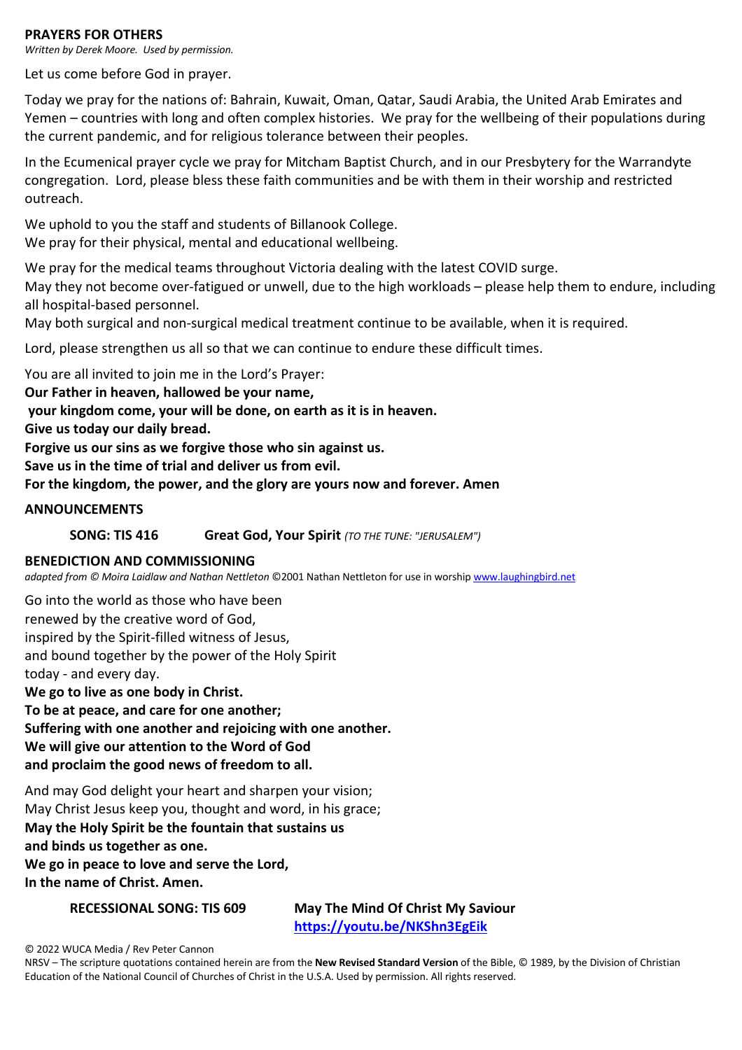**PRAYERS FOR OTHERS**
*Written by Derek Moore. Used by permission.*

Let us come before God in prayer.

Today we pray for the nations of: Bahrain, Kuwait, Oman, Qatar, Saudi Arabia, the United Arab Emirates and Yemen – countries with long and often complex histories. We pray for the wellbeing of their populations during the current pandemic, and for religious tolerance between their peoples.

In the Ecumenical prayer cycle we pray for Mitcham Baptist Church, and in our Presbytery for the Warrandyte congregation. Lord, please bless these faith communities and be with them in their worship and restricted outreach.

We uphold to you the staff and students of Billanook College.
We pray for their physical, mental and educational wellbeing.

We pray for the medical teams throughout Victoria dealing with the latest COVID surge.
May they not become over-fatigued or unwell, due to the high workloads – please help them to endure, including all hospital-based personnel.
May both surgical and non-surgical medical treatment continue to be available, when it is required.

Lord, please strengthen us all so that we can continue to endure these difficult times.

You are all invited to join me in the Lord's Prayer:
**Our Father in heaven, hallowed be your name,**
**your kingdom come, your will be done, on earth as it is in heaven.**
**Give us today our daily bread.**
**Forgive us our sins as we forgive those who sin against us.**
**Save us in the time of trial and deliver us from evil.**
**For the kingdom, the power, and the glory are yours now and forever. Amen**

**ANNOUNCEMENTS**

**SONG: TIS 416** **Great God, Your Spirit** *(TO THE TUNE: "JERUSALEM")*

**BENEDICTION AND COMMISSIONING**
*adapted from © Moira Laidlaw and Nathan Nettleton* ©2001 Nathan Nettleton for use in worship www.laughingbird.net

Go into the world as those who have been
renewed by the creative word of God,
inspired by the Spirit-filled witness of Jesus,
and bound together by the power of the Holy Spirit
today - and every day.
**We go to live as one body in Christ.**
**To be at peace, and care for one another;**
**Suffering with one another and rejoicing with one another.**
**We will give our attention to the Word of God**
**and proclaim the good news of freedom to all.**

And may God delight your heart and sharpen your vision;
May Christ Jesus keep you, thought and word, in his grace;
**May the Holy Spirit be the fountain that sustains us**
**and binds us together as one.**
**We go in peace to love and serve the Lord,**
**In the name of Christ. Amen.**

**RECESSIONAL SONG: TIS 609** **May The Mind Of Christ My Saviour**
**https://youtu.be/NKShn3EgEik**

© 2022 WUCA Media / Rev Peter Cannon
NRSV – The scripture quotations contained herein are from the **New Revised Standard Version** of the Bible, © 1989, by the Division of Christian Education of the National Council of Churches of Christ in the U.S.A. Used by permission. All rights reserved.